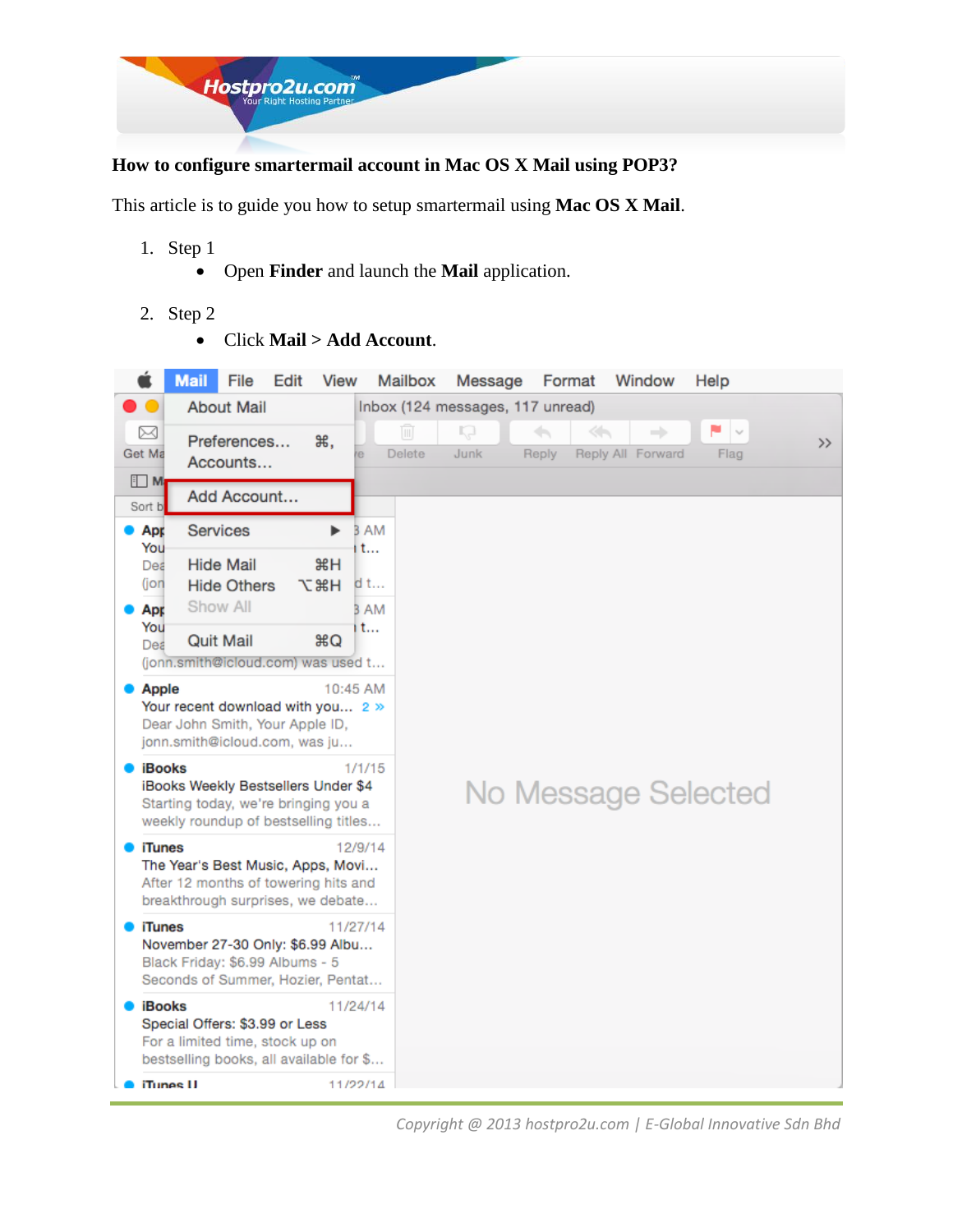# How to configure smartermail account in Mac OS X Mail using POP3?

This article is to guide you how to setup smartermail using **Mac OS X Mail**.

1. Step 1
   - Open **Finder** and launch the **Mail** application.

2. Step 2
   - Click **Mail > Add Account**.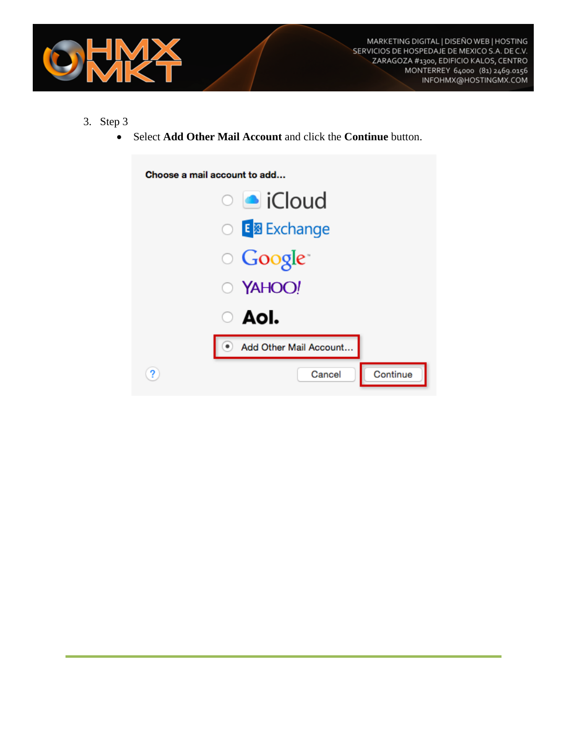3. Step 3
    - Select **Add Other Mail Account** and click the **Continue** button.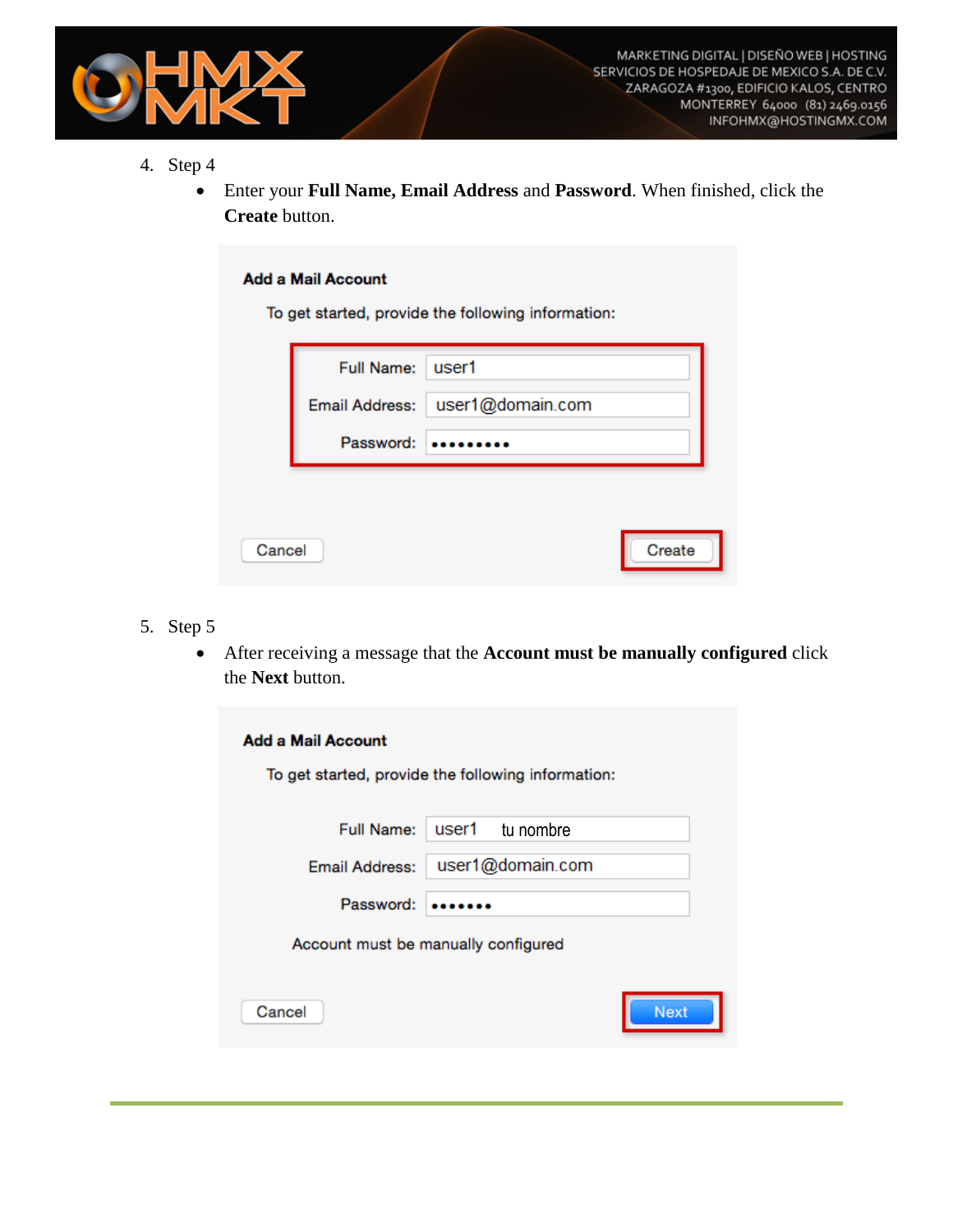4. Step 4
    - Enter your **Full Name, Email Address** and **Password**. When finished, click the **Create** button.

Add a Mail Account

To get started, provide the following information:

Full Name: user1

Email Address: user1@domain.com

Password: •••••••••

Cancel | Create

5. Step 5
    - After receiving a message that the **Account must be manually configured** click the **Next** button.

Add a Mail Account

To get started, provide the following information:

Full Name: user1 tu nombre

Email Address: user1@domain.com

Password: •••••••

Account must be manually configured

Cancel | Next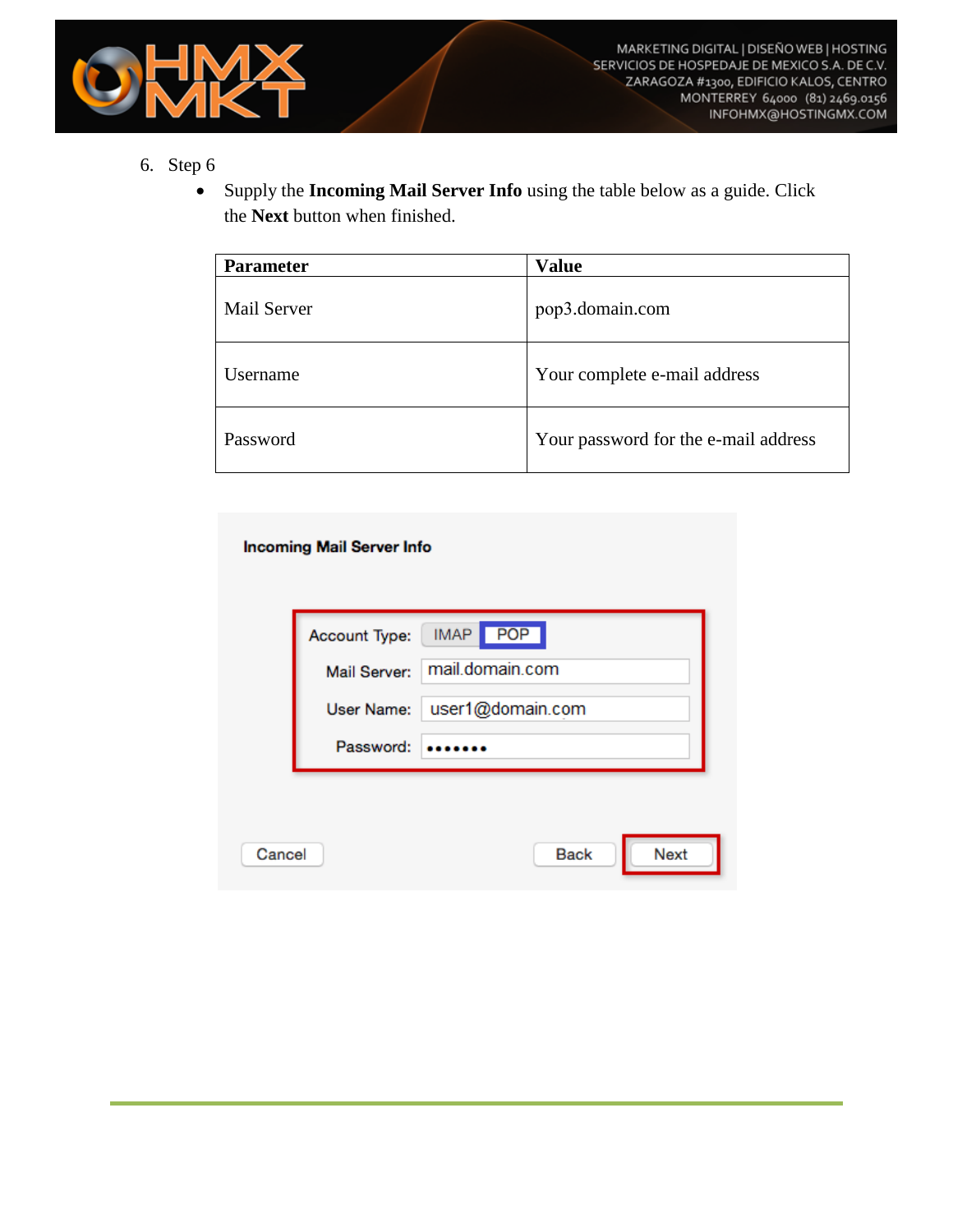6. Step 6
   - Supply the **Incoming Mail Server Info** using the table below as a guide. Click the **Next** button when finished.

| Parameter | Value |
|---|---|
| Mail Server | pop3.domain.com |
| Username | Your complete e-mail address |
| Password | Your password for the e-mail address |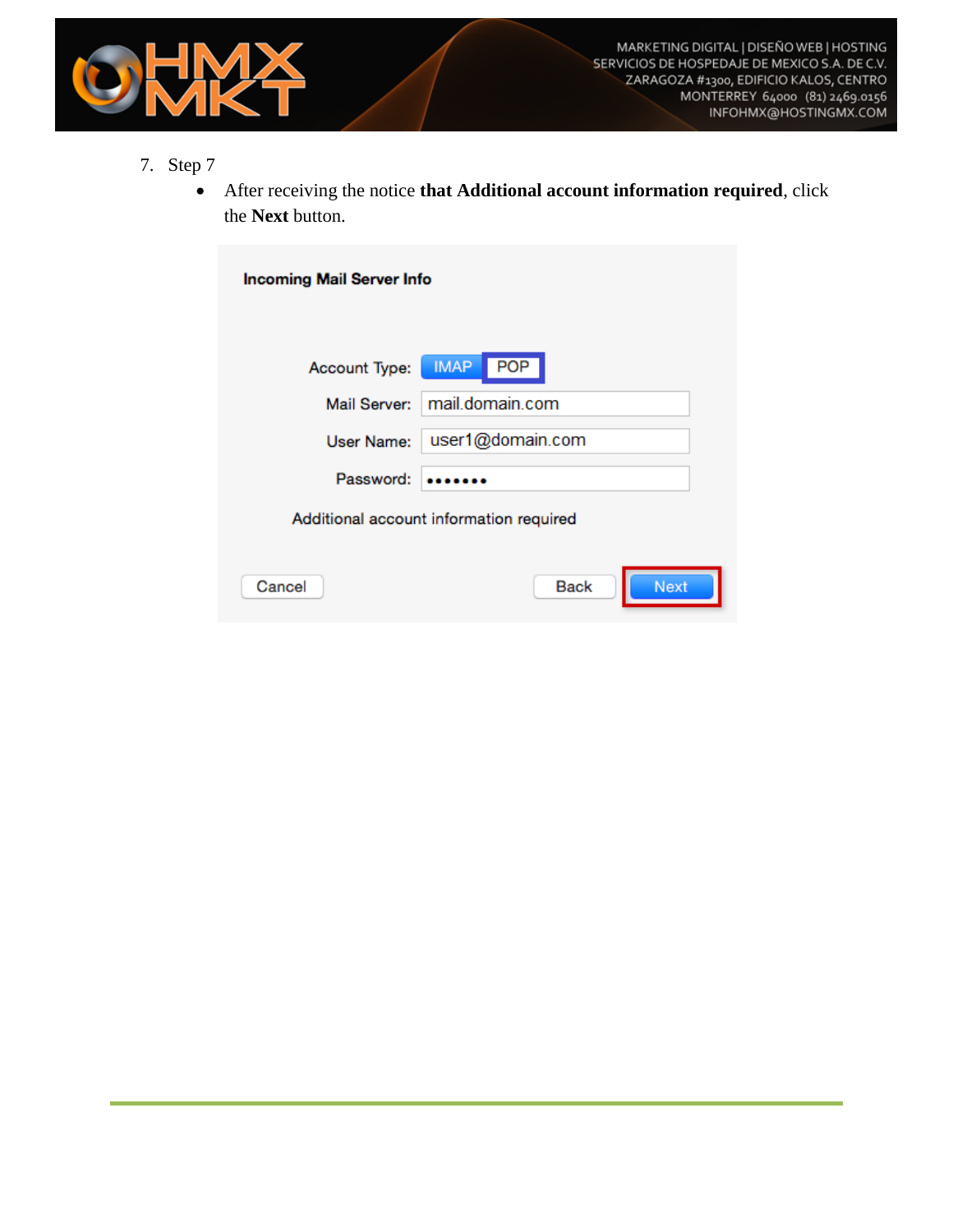7. Step 7
   - After receiving the notice **that Additional account information required**, click the **Next** button.

Incoming Mail Server Info

Account Type: IMAP POP

Mail Server: mail.domain.com

User Name: user1@domain.com

Password: •••••••

Additional account information required

Cancel Back Next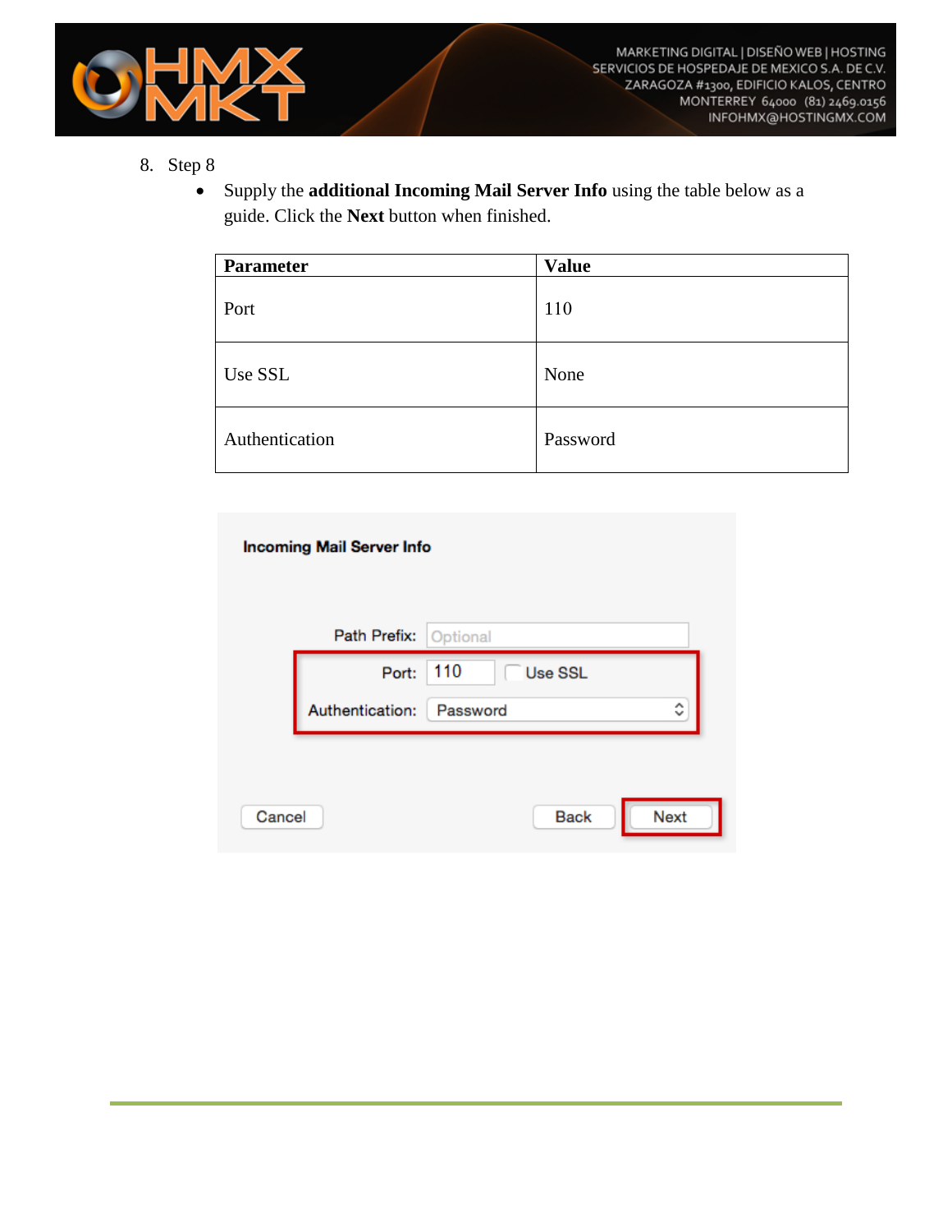8. Step 8

   - Supply the **additional Incoming Mail Server Info** using the table below as a guide. Click the **Next** button when finished.

| **Parameter** | **Value** |
|---|---|
| Port | 110 |
| Use SSL | None |
| Authentication | Password |

**Incoming Mail Server Info**

Path Prefix: Optional

Port: 110 Use SSL

Authentication: Password

Cancel Back Next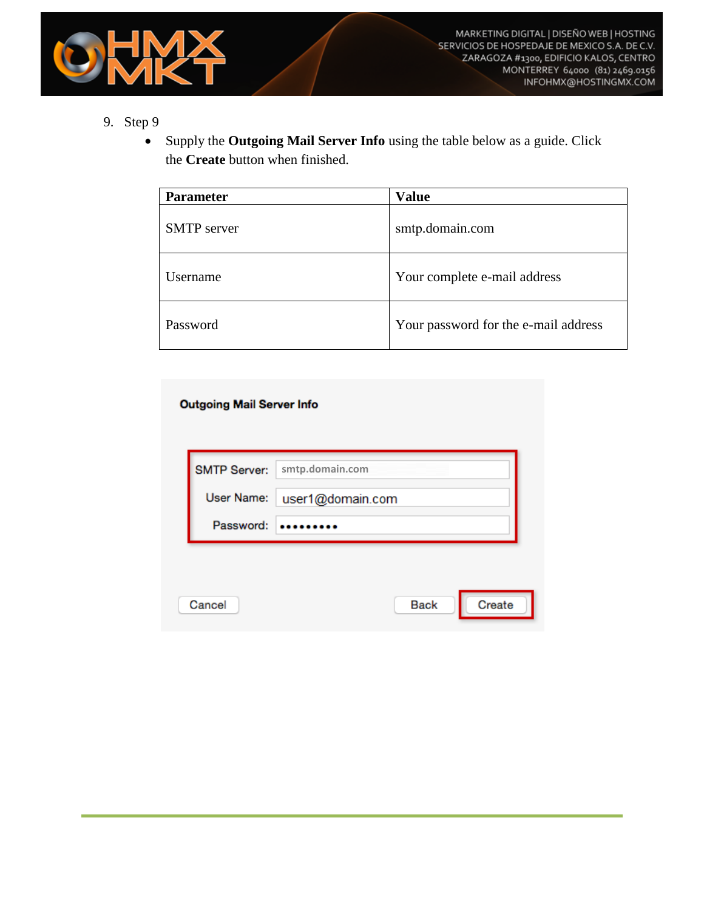9. Step 9
   - Supply the **Outgoing Mail Server Info** using the table below as a guide. Click the **Create** button when finished.

| Parameter | Value |
| --- | --- |
| SMTP server | smtp.domain.com |
| Username | Your complete e-mail address |
| Password | Your password for the e-mail address |

**Outgoing Mail Server Info**

SMTP Server: smtp.domain.com

User Name: user1@domain.com

Password: •••••••••

Cancel | Back | Create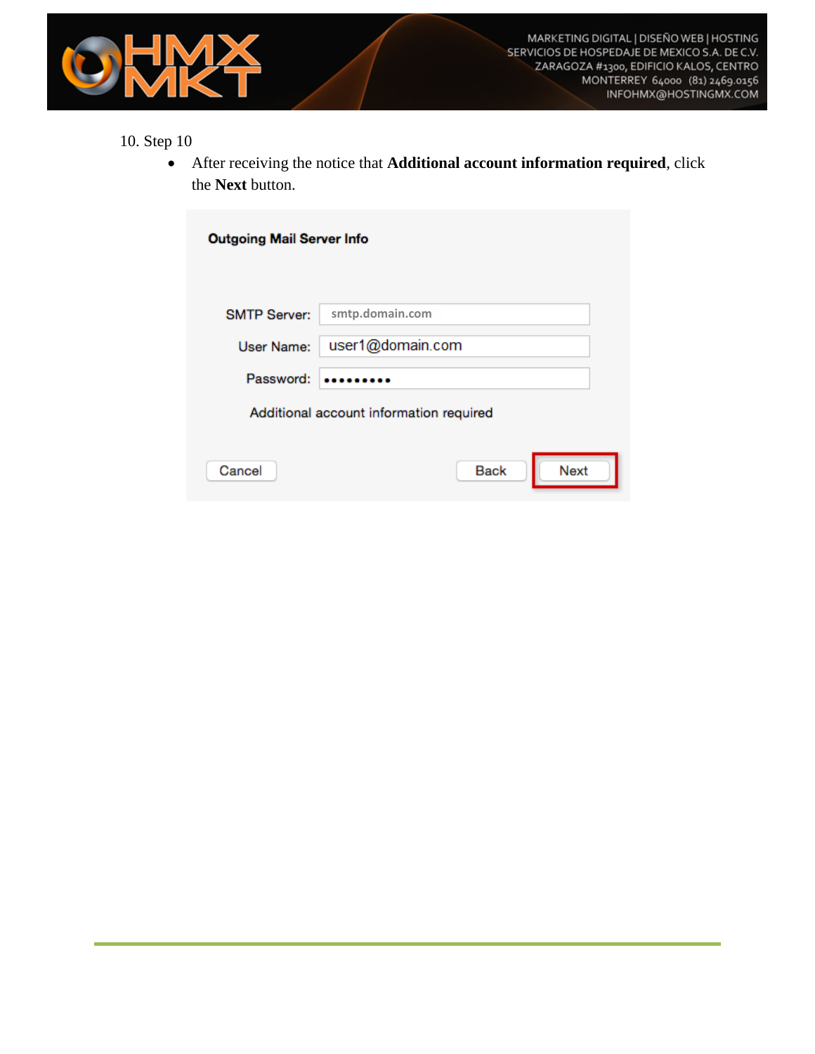10. Step 10
    - After receiving the notice that **Additional account information required**, click the **Next** button.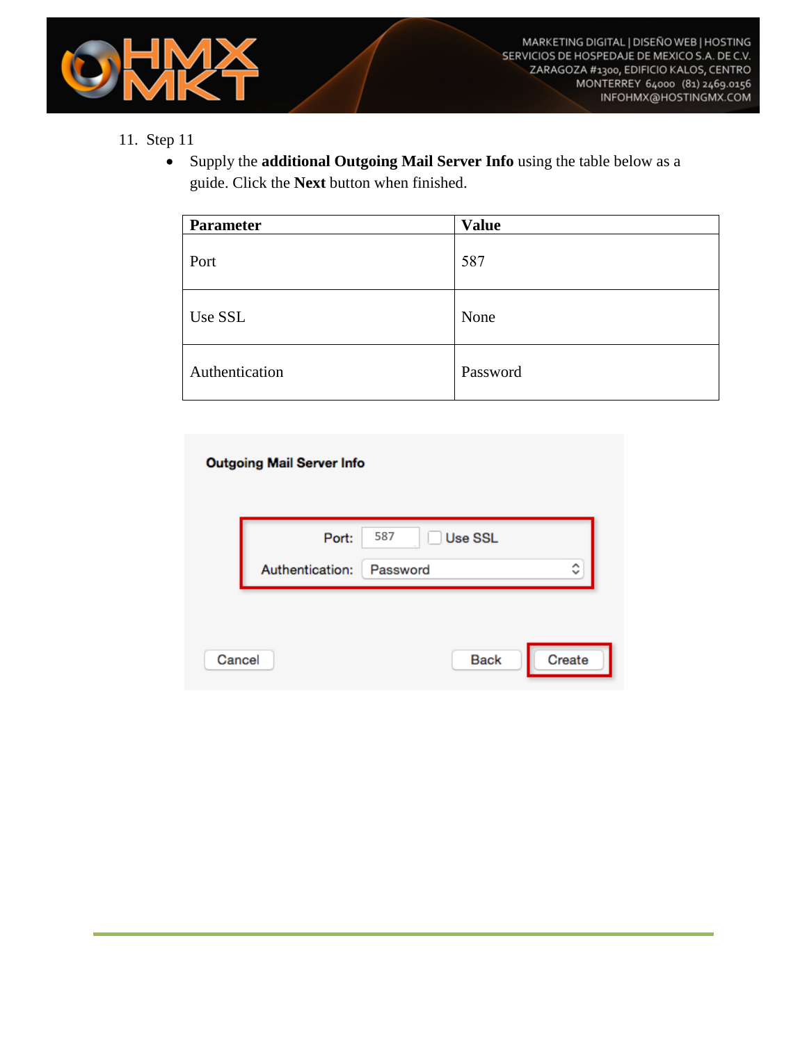11. Step 11
    - Supply the **additional Outgoing Mail Server Info** using the table below as a guide. Click the **Next** button when finished.

| Parameter | Value |
|---|---|
| Port | 587 |
| Use SSL | None |
| Authentication | Password |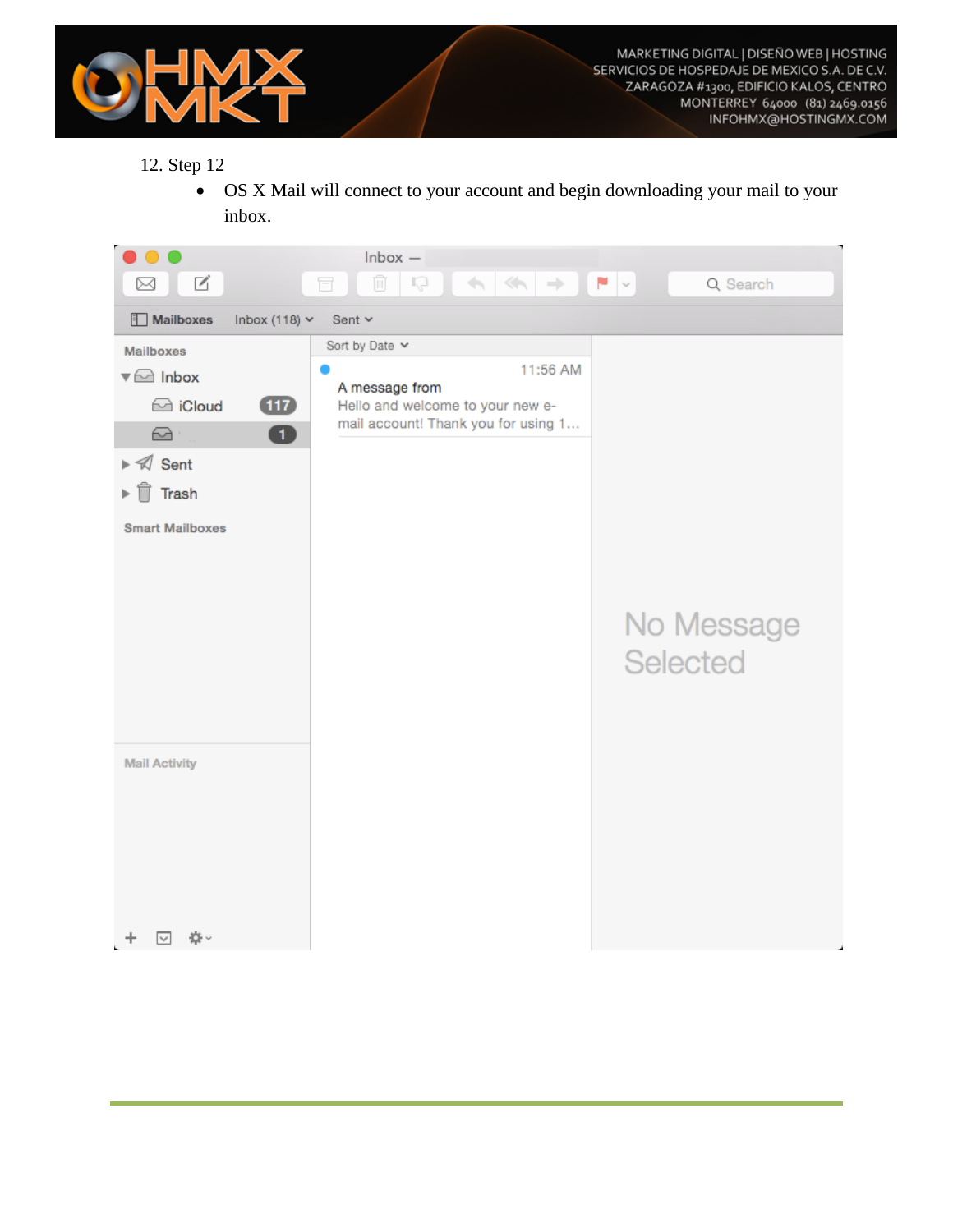12. Step 12
    - OS X Mail will connect to your account and begin downloading your mail to your inbox.